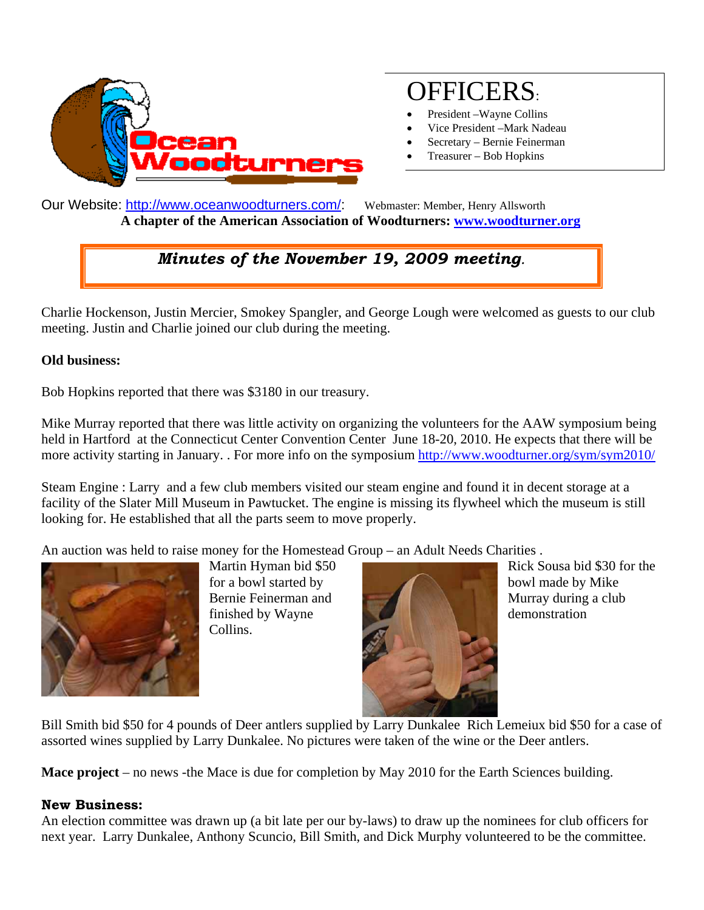# OFFICERS:

- President –Wayne Collins
- Vice President –Mark Nadeau
- Secretary – Bernie Feinerman
- Treasurer – Bob Hopkins

Our Website: http://www.oceanwoodturners.com/: Webmaster: Member, Henry Allsworth

**A chapter of the American Association of Woodturners: www.woodturner.org**

## *Minutes of the November 19, 2009 meeting.*

Charlie Hockenson, Justin Mercier, Smokey Spangler, and George Lough were welcomed as guests to our club meeting. Justin and Charlie joined our club during the meeting.

**Old business:**

Bob Hopkins reported that there was $3180 in our treasury.

Mike Murray reported that there was little activity on organizing the volunteers for the AAW symposium being held in Hartford at the Connecticut Center Convention Center June 18-20, 2010. He expects that there will be more activity starting in January. . For more info on the symposium http://www.woodturner.org/sym/sym2010/

Steam Engine : Larry and a few club members visited our steam engine and found it in decent storage at a facility of the Slater Mill Museum in Pawtucket. The engine is missing its flywheel which the museum is still looking for. He established that all the parts seem to move properly.

An auction was held to raise money for the Homestead Group – an Adult Needs Charities .

Martin Hyman bid $50 for a bowl started by Bernie Feinerman and finished by Wayne Collins.

Rick Sousa bid $30 for the bowl made by Mike Murray during a club demonstration

Bill Smith bid $50 for 4 pounds of Deer antlers supplied by Larry Dunkalee Rich Lemeiux bid $50 for a case of assorted wines supplied by Larry Dunkalee. No pictures were taken of the wine or the Deer antlers.

**Mace project** – no news -the Mace is due for completion by May 2010 for the Earth Sciences building.

**New Business:**

An election committee was drawn up (a bit late per our by-laws) to draw up the nominees for club officers for next year. Larry Dunkalee, Anthony Scuncio, Bill Smith, and Dick Murphy volunteered to be the committee.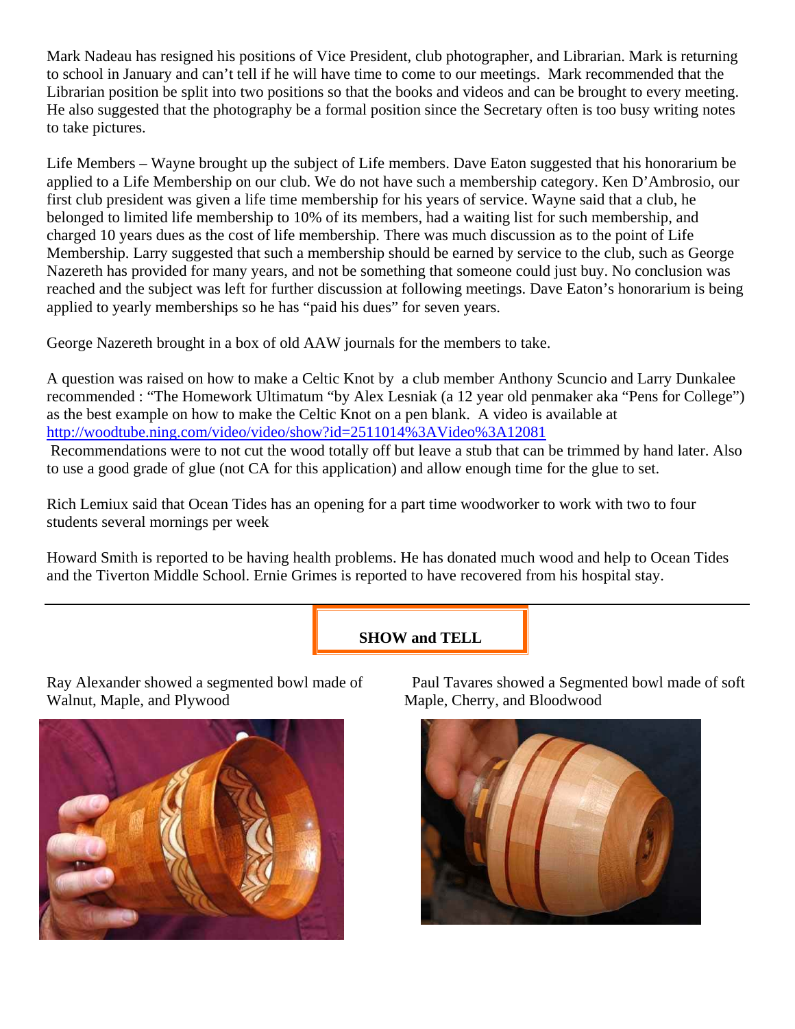Mark Nadeau has resigned his positions of Vice President, club photographer, and Librarian. Mark is returning to school in January and can't tell if he will have time to come to our meetings. Mark recommended that the Librarian position be split into two positions so that the books and videos and can be brought to every meeting. He also suggested that the photography be a formal position since the Secretary often is too busy writing notes to take pictures.

Life Members – Wayne brought up the subject of Life members. Dave Eaton suggested that his honorarium be applied to a Life Membership on our club. We do not have such a membership category. Ken D'Ambrosio, our first club president was given a life time membership for his years of service. Wayne said that a club, he belonged to limited life membership to 10% of its members, had a waiting list for such membership, and charged 10 years dues as the cost of life membership. There was much discussion as to the point of Life Membership. Larry suggested that such a membership should be earned by service to the club, such as George Nazereth has provided for many years, and not be something that someone could just buy. No conclusion was reached and the subject was left for further discussion at following meetings. Dave Eaton's honorarium is being applied to yearly memberships so he has "paid his dues" for seven years.

George Nazereth brought in a box of old AAW journals for the members to take.

A question was raised on how to make a Celtic Knot by a club member Anthony Scuncio and Larry Dunkalee recommended : "The Homework Ultimatum "by Alex Lesniak (a 12 year old penmaker aka "Pens for College") as the best example on how to make the Celtic Knot on a pen blank. A video is available at http://woodtube.ning.com/video/video/show?id=2511014%3AVideo%3A12081

Recommendations were to not cut the wood totally off but leave a stub that can be trimmed by hand later. Also to use a good grade of glue (not CA for this application) and allow enough time for the glue to set.

Rich Lemiux said that Ocean Tides has an opening for a part time woodworker to work with two to four students several mornings per week

Howard Smith is reported to be having health problems. He has donated much wood and help to Ocean Tides and the Tiverton Middle School. Ernie Grimes is reported to have recovered from his hospital stay.

---

**SHOW and TELL**

Ray Alexander showed a segmented bowl made of Walnut, Maple, and Plywood

Paul Tavares showed a Segmented bowl made of soft Maple, Cherry, and Bloodwood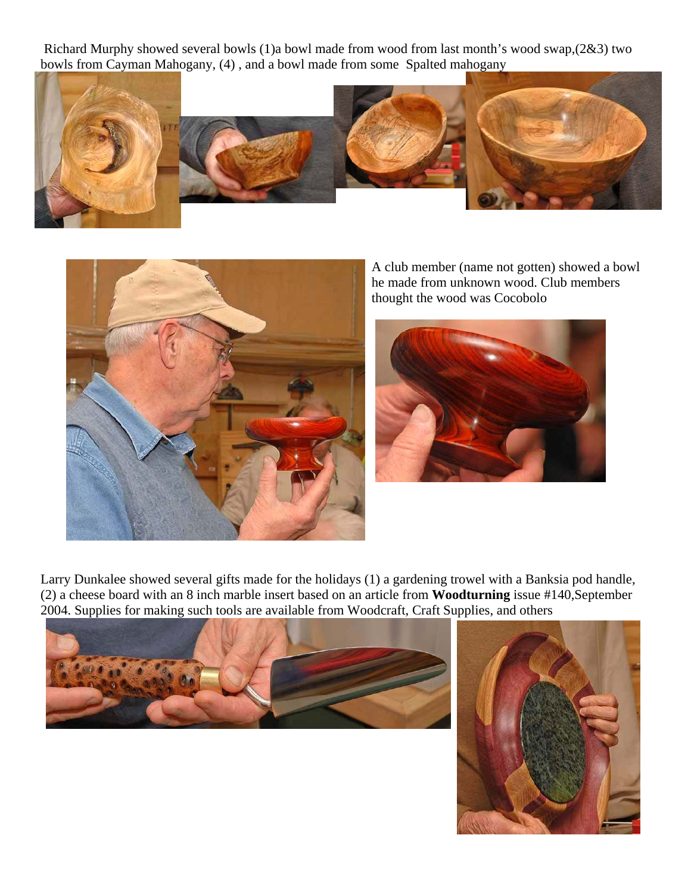Richard Murphy showed several bowls (1)a bowl made from wood from last month's wood swap,(2&3) two bowls from Cayman Mahogany, (4) , and a bowl made from some Spalted mahogany

A club member (name not gotten) showed a bowl he made from unknown wood. Club members thought the wood was Cocobolo

Larry Dunkalee showed several gifts made for the holidays (1) a gardening trowel with a Banksia pod handle, (2) a cheese board with an 8 inch marble insert based on an article from **Woodturning** issue #140,September 2004. Supplies for making such tools are available from Woodcraft, Craft Supplies, and others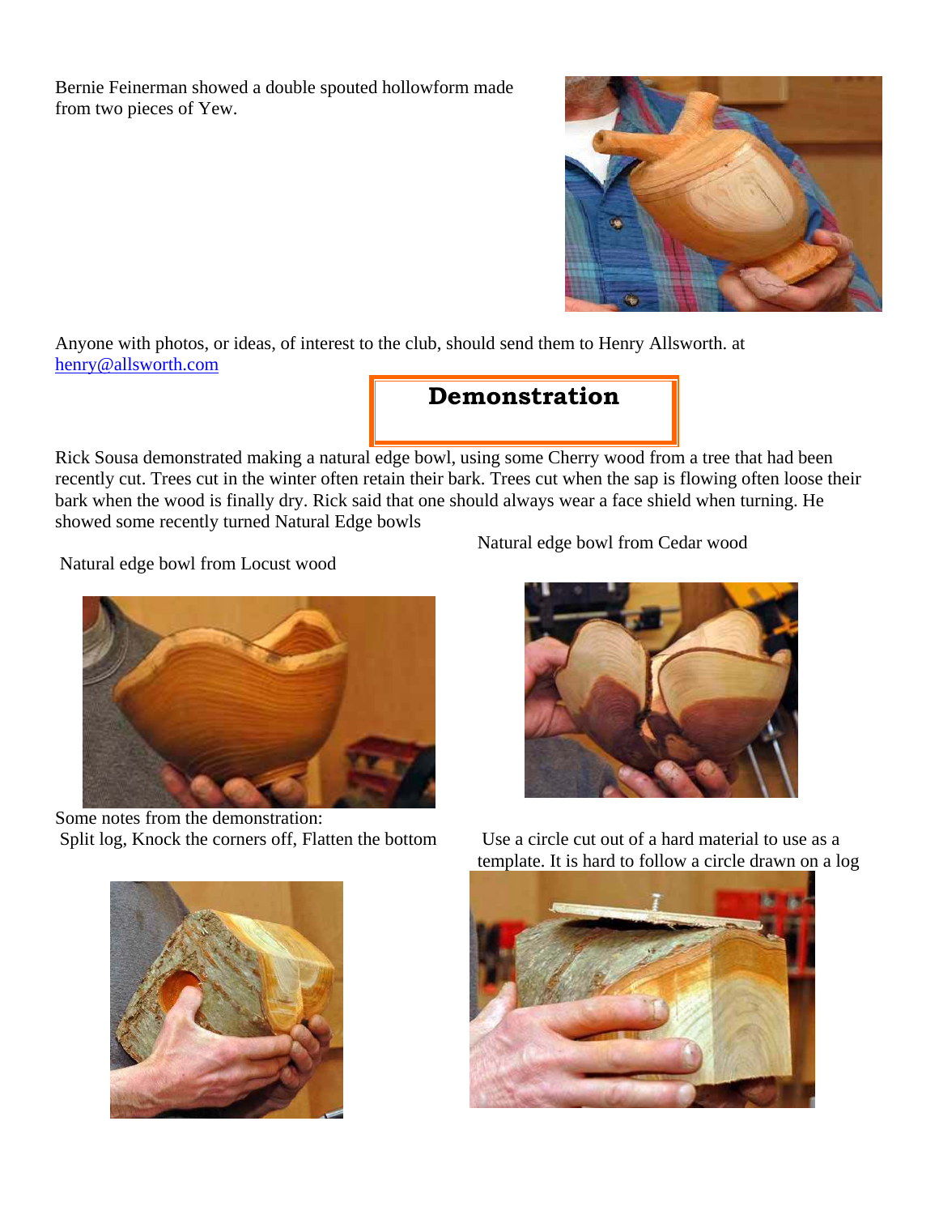Bernie Feinerman showed a double spouted hollowform made from two pieces of Yew.

Anyone with photos, or ideas, of interest to the club, should send them to Henry Allsworth. at henry@allsworth.com

## Demonstration

Rick Sousa demonstrated making a natural edge bowl, using some Cherry wood from a tree that had been recently cut. Trees cut in the winter often retain their bark. Trees cut when the sap is flowing often loose their bark when the wood is finally dry. Rick said that one should always wear a face shield when turning. He showed some recently turned Natural Edge bowls

Natural edge bowl from Locust wood

Natural edge bowl from Cedar wood

Some notes from the demonstration:

Split log, Knock the corners off, Flatten the bottom

Use a circle cut out of a hard material to use as a template. It is hard to follow a circle drawn on a log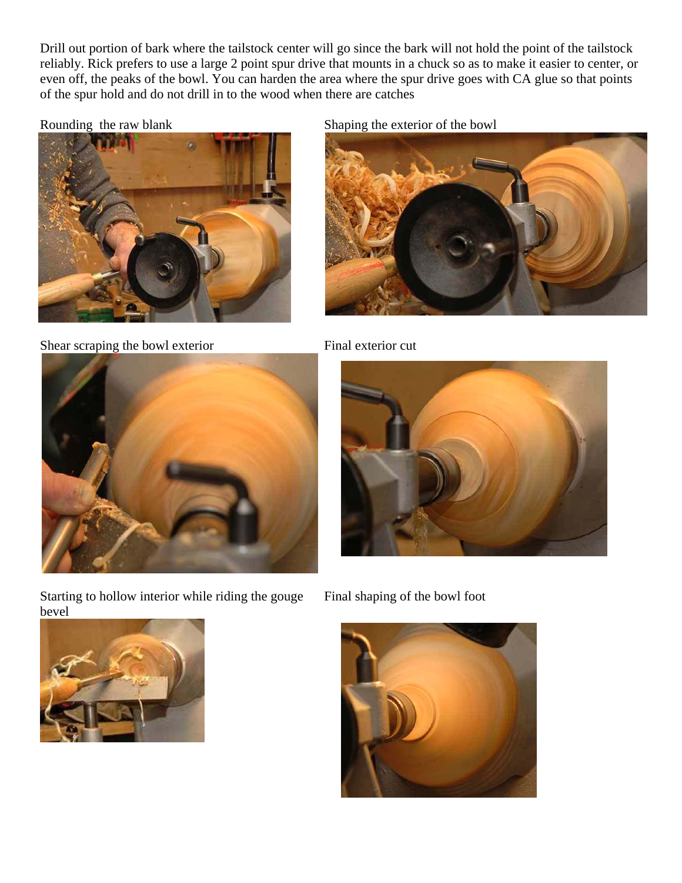Drill out portion of bark where the tailstock center will go since the bark will not hold the point of the tailstock reliably. Rick prefers to use a large 2 point spur drive that mounts in a chuck so as to make it easier to center, or even off, the peaks of the bowl. You can harden the area where the spur drive goes with CA glue so that points of the spur hold and do not drill in to the wood when there are catches

Rounding the raw blank

Shaping the exterior of the bowl

Shear scraping the bowl exterior

Final exterior cut

Starting to hollow interior while riding the gouge bevel

Final shaping of the bowl foot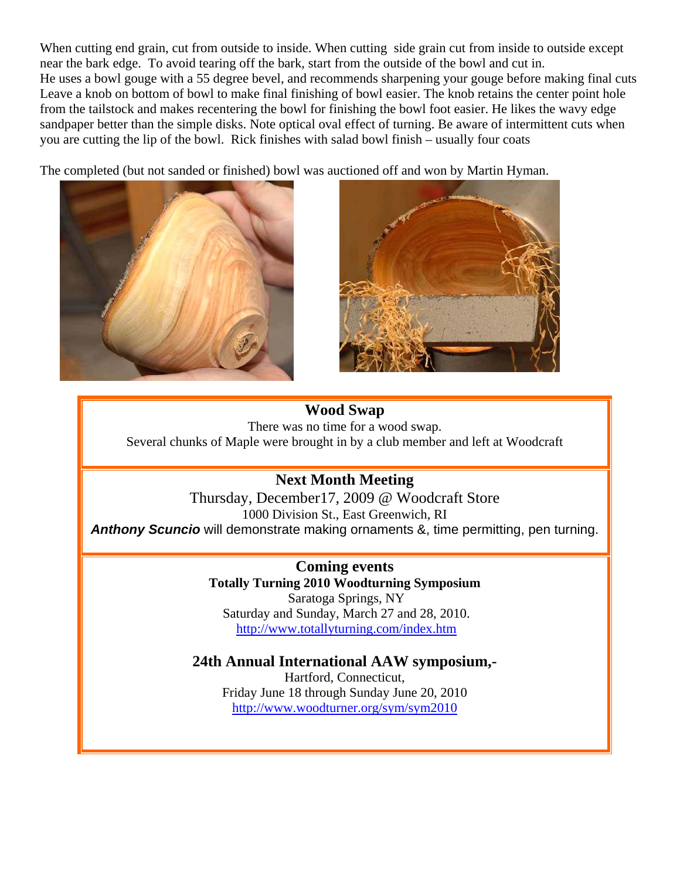When cutting end grain, cut from outside to inside. When cutting side grain cut from inside to outside except near the bark edge. To avoid tearing off the bark, start from the outside of the bowl and cut in.
He uses a bowl gouge with a 55 degree bevel, and recommends sharpening your gouge before making final cuts Leave a knob on bottom of bowl to make final finishing of bowl easier. The knob retains the center point hole from the tailstock and makes recentering the bowl for finishing the bowl foot easier. He likes the wavy edge sandpaper better than the simple disks. Note optical oval effect of turning. Be aware of intermittent cuts when you are cutting the lip of the bowl. Rick finishes with salad bowl finish – usually four coats

The completed (but not sanded or finished) bowl was auctioned off and won by Martin Hyman.

## Wood Swap

There was no time for a wood swap.
Several chunks of Maple were brought in by a club member and left at Woodcraft

## Next Month Meeting

Thursday, December17, 2009 @ Woodcraft Store
1000 Division St., East Greenwich, RI
***Anthony Scuncio*** will demonstrate making ornaments &, time permitting, pen turning.

## Coming events

**Totally Turning 2010 Woodturning Symposium**
Saratoga Springs, NY
Saturday and Sunday, March 27 and 28, 2010.
http://www.totallyturning.com/index.htm

### 24th Annual International AAW symposium,-

Hartford, Connecticut,
Friday June 18 through Sunday June 20, 2010
http://www.woodturner.org/sym/sym2010